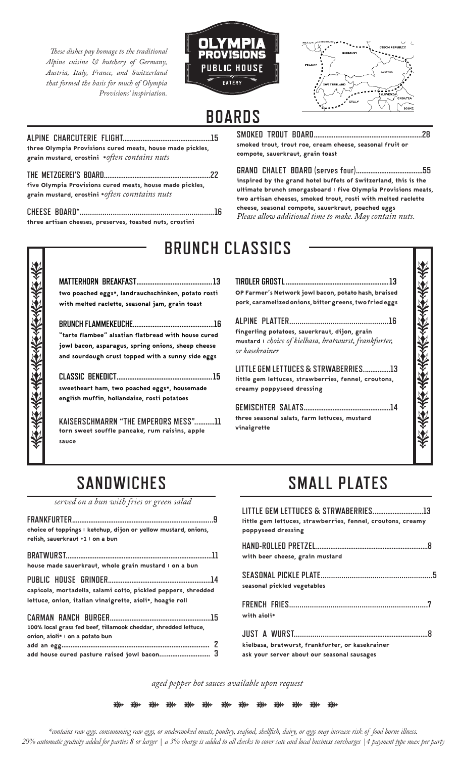*These dishes pay homage to the traditional Alpine cuisine & butchery of Germany, Austria, Italy, France, and Switzerland that formed the basis for much of Olympia Provisions' inspiriation.*

OLYMPIA PROVISIONS PUBLIC HOUSE EATERY

# BOARDS

**ALPINE CHARCUTERIE FLIGHT**.....15
three Olympia Provisions cured meats, house made pickles, grain mustard, crostini *\*often contains nuts*

**THE METZGEREI'S BOARD**.....22
five Olympia Provisions cured meats, house made pickles, grain mustard, crostini *\*often conntains nuts*

**CHEESE BOARD\***.....16
three artisan cheeses, preserves, toasted nuts, crostini

**SMOKED TROUT BOARD**.....28
smoked trout, trout roe, cream cheese, seasonal fruit or compote, sauerkraut, grain toast

**GRAND CHALET BOARD** (serves four).....55
inspired by the grand hotel buffets of Switzerland, this is the ultimate brunch smorgasboard | five Olympia Provisions meats, two artisan cheeses, smoked trout, rosti with melted raclette cheese, seasonal compote, sauerkraut, poached eggs
*Please allow additional time to make. May contain nuts.*

# BRUNCH CLASSICS

**MATTERHORN BREAKFAST**.....13
two poached eggs\*, landrauchschinken, potato rosti with melted raclette, seasonal jam, grain toast

**BRUNCH FLAMMEKEUCHE**.....16
"tarte flambee" alsatian flatbread with house cured jowl bacon, asparagus, spring onions, sheep cheese and sourdough crust topped with a sunny side eggs

**CLASSIC BENEDICT**.....15
sweetheart ham, two poached eggs\*, housemade english muffin, hollandaise, rosti potatoes

**KAISERSCHMARRN "THE EMPERORS MESS"**.....11
torn sweet souffle pancake, rum raisins, apple sauce

**TIROLER GROSTL**.....13
OP Farmer's Network jowl bacon, potato hash, braised pork, caramelized onions, bitter greens, two fried eggs

**ALPINE PLATTER**.....16
fingerling potatoes, sauerkraut, dijon, grain mustard | *choice of kielbasa, bratwurst, frankfurter, or kasekrainer*

**LITTLE GEM LETTUCES & STRWABERRIES**.....13
little gem lettuces, strawberries, fennel, croutons, creamy poppyseed dressing

**GEMISCHTER SALATS**.....14
three seasonal salats, farm lettuces, mustard vinaigrette

# SANDWICHES

*served on a bun with fries or green salad*

**FRANKFURTER**.....9
choice of toppings | ketchup, dijon or yellow mustard, onions, relish, sauerkraut +1 | on a bun

**BRATWURST**.....11
house made sauerkraut, whole grain mustard | on a bun

**PUBLIC HOUSE GRINDER**.....14
capicola, mortadella, salami cotto, pickled peppers, shredded lettuce, onion, italian vinaigrette, aioli\*, hoagie roll

**CARMAN RANCH BURGER**.....15
100% local grass fed beef, tillamook cheddar, shredded lettuce, onion, aioli\* | on a potato bun
add an egg..... 2
add house cured pasture raised jowl bacon..... 3

# SMALL PLATES

**LITTLE GEM LETTUCES & STRWABERRIES**.....13
little gem lettuces, strawberries, fennel, croutons, creamy poppyseed dressing

**HAND-ROLLED PRETZEL**.....8
with beer cheese, grain mustard

**SEASONAL PICKLE PLATE**.....5
seasonal pickled vegetables

**FRENCH FRIES**.....7
with aioli\*

**JUST A WURST**.....8
kielbasa, bratwurst, frankfurter, or kasekrainer
ask your server about our seasonal sausages

*aged pepper hot sauces available upon request*

*\*contains raw eggs. consumming raw eggs, or undercooked meats, poultry, seafood, shellfish, dairy, or eggs may increase risk of food borne illness.*
*20% automatic gratuity added for parties 8 or larger | a 3% charge is added to all checks to cover sate and local business surcharges |4 payment type max per party*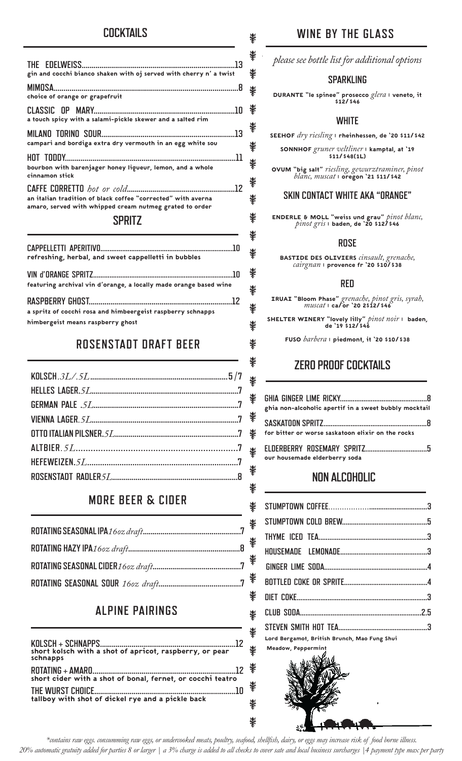## COCKTAILS

**THE EDELWEISS** ............ 13
gin and cocchi bianco shaken with oj served with cherry n' a twist

**MIMOSA** ............ 8
choice of orange or grapefruit

**CLASSIC OP MARY** ............ 10
a touch spicy with a salami-pickle skewer and a salted rim

**MILANO TORINO SOUR** ............ 13
campari and bordiga extra dry vermouth in an egg white sou

**HOT TODDY** ............ 11
bourbon with barenjager honey liqueur, lemon, and a whole cinnamon stick

**CAFFE CORRETTO** *hot or cold* ............ 12
an italian tradition of black coffee "corrected" with averna amaro, served with whipped cream nutmeg grated to order

## SPRITZ

**CAPPELLETTI APERITIVO** ............ 10
refreshing, herbal, and sweet cappelletti in bubbles

**VIN d'ORANGE SPRITZ** ............ 10
featuring archival vin d'orange, a locally made orange based wine

**RASPBERRY GHOST** ............ 12
a spritz of cocchi rosa and himbeergeist raspberry schnapps
himbergeist means raspberry ghost

## ROSENSTADT DRAFT BEER

**KOLSCH** *.3L/.5L* ............ 5/7
**HELLES LAGER** *.5L* ............ 7
**GERMAN PALE** *.5L* ............ 7
**VIENNA LAGER** *.5L* ............ 7
**OTTO ITALIAN PILSNER** *.5L* ............ 7
**ALTBIER** *.5L* ............ 7
**HEFEWEIZEN** *.5L* ............ 7
**ROSENSTADT RADLER** *.5L* ............ 8

## MORE BEER & CIDER

**ROTATING SEASONAL IPA** *16oz draft* ............ 7
**ROTATING HAZY IPA** *16oz draft* ............ 8
**ROTATING SEASONAL CIDER** *16oz draft* ............ 7
**ROTATING SEASONAL SOUR** *16oz draft* ............ 7

## ALPINE PAIRINGS

**KOLSCH + SCHNAPPS** ............ 12
short kolsch with a shot of apricot, raspberry, or pear schnapps

**ROTATING + AMARO** ............ 12
short cider with a shot of bonal, fernet, or cocchi teatro

**THE WURST CHOICE** ............ 10
tallboy with shot of dickel rye and a pickle back

## WINE BY THE GLASS

*please see bottle list for additional options*

### SPARKLING

**DURANTE "le spinee" prosecco** *glera* | veneto, it $12/$46

### WHITE

**SEEHOF** *dry riesling* | rheinhessen, de '20 $11/$42

**SONNHOF** *gruner veltliner* | kamptal, at '19 $11/$48(1L)

**OVUM "big salt"** *riesling, gewurztraminer, pinot blanc, muscat* | oregon '21 $11/$42

### SKIN CONTACT WHITE AKA "ORANGE"

**ENDERLE & MOLL "weiss und grau"** *pinot blanc, pinot gris* | baden, de '20 $12/$46

### ROSE

**BASTIDE DES OLIVIERS** *cinsault, grenache, cairgnan* | provence fr '20 $10/$38

### RED

**IRUAI "Bloom Phase"** *grenache, pinot gris, syrah, muscat* | ca/or '20 2$12/$46

**SHELTER WINERY "lovely lilly"** *pinot noir* | baden, de '19 $12/$46

**FUSO** *barbera* | piedmont, it '20 $10/$38

## ZERO PROOF COCKTAILS

**GHIA GINGER LIME RICKY** ............ 8
ghia non-alcoholic apertif in a sweet bubbly mocktail

**SASKATOON SPRITZ** ............ 8
for bitter or worse saskatoon elixir on the rocks

**ELDERBERRY ROSEMARY SPRITZ** ............ 5
our housemade elderberry soda

## NON ALCOHOLIC

**STUMPTOWN COFFEE** ............ 3
**STUMPTOWN COLD BREW** ............ 5
**THYME ICED TEA** ............ 3
**HOUSEMADE LEMONADE** ............ 3
**GINGER LIME SODA** ............ 4
**BOTTLED COKE OR SPRITE** ............ 4
**DIET COKE** ............ 3
**CLUB SODA** ............ 2.5
**STEVEN SMITH HOT TEA** ............ 3
Lord Bergamot, British Brunch, Mao Fung Shui Meadow, Peppermint

*\*contains raw eggs. consumming raw eggs, or undercooked meats, poultry, seafood, shellfish, dairy, or eggs may increase risk of food borne illness.*
*20% automatic gratuity added for parties 8 or larger | a 3% charge is added to all checks to cover sate and local business surcharges |4 payment type max per party*